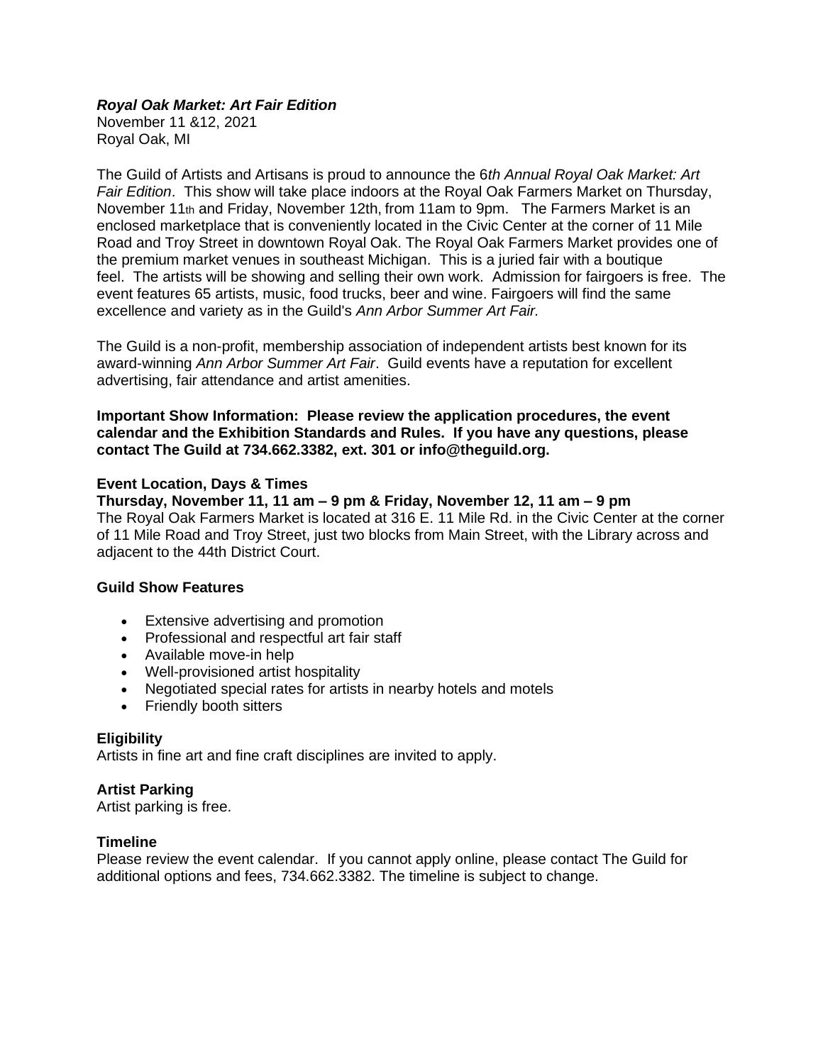***Royal Oak Market: Art Fair Edition***
November 11 &12, 2021
Royal Oak, MI

The Guild of Artists and Artisans is proud to announce the 6*th Annual Royal Oak Market: Art Fair Edition*. This show will take place indoors at the Royal Oak Farmers Market on Thursday, November 11th and Friday, November 12th, from 11am to 9pm. The Farmers Market is an enclosed marketplace that is conveniently located in the Civic Center at the corner of 11 Mile Road and Troy Street in downtown Royal Oak. The Royal Oak Farmers Market provides one of the premium market venues in southeast Michigan. This is a juried fair with a boutique feel. The artists will be showing and selling their own work. Admission for fairgoers is free. The event features 65 artists, music, food trucks, beer and wine. Fairgoers will find the same excellence and variety as in the Guild's *Ann Arbor Summer Art Fair.*

The Guild is a non-profit, membership association of independent artists best known for its award-winning *Ann Arbor Summer Art Fair*. Guild events have a reputation for excellent advertising, fair attendance and artist amenities.

**Important Show Information: Please review the application procedures, the event calendar and the Exhibition Standards and Rules. If you have any questions, please contact The Guild at 734.662.3382, ext. 301 or info@theguild.org.**

### Event Location, Days & Times

**Thursday, November 11, 11 am – 9 pm & Friday, November 12, 11 am – 9 pm**
The Royal Oak Farmers Market is located at 316 E. 11 Mile Rd. in the Civic Center at the corner of 11 Mile Road and Troy Street, just two blocks from Main Street, with the Library across and adjacent to the 44th District Court.

### Guild Show Features

- Extensive advertising and promotion
- Professional and respectful art fair staff
- Available move-in help
- Well-provisioned artist hospitality
- Negotiated special rates for artists in nearby hotels and motels
- Friendly booth sitters

### Eligibility

Artists in fine art and fine craft disciplines are invited to apply.

### Artist Parking

Artist parking is free.

### Timeline

Please review the event calendar. If you cannot apply online, please contact The Guild for additional options and fees, 734.662.3382. The timeline is subject to change.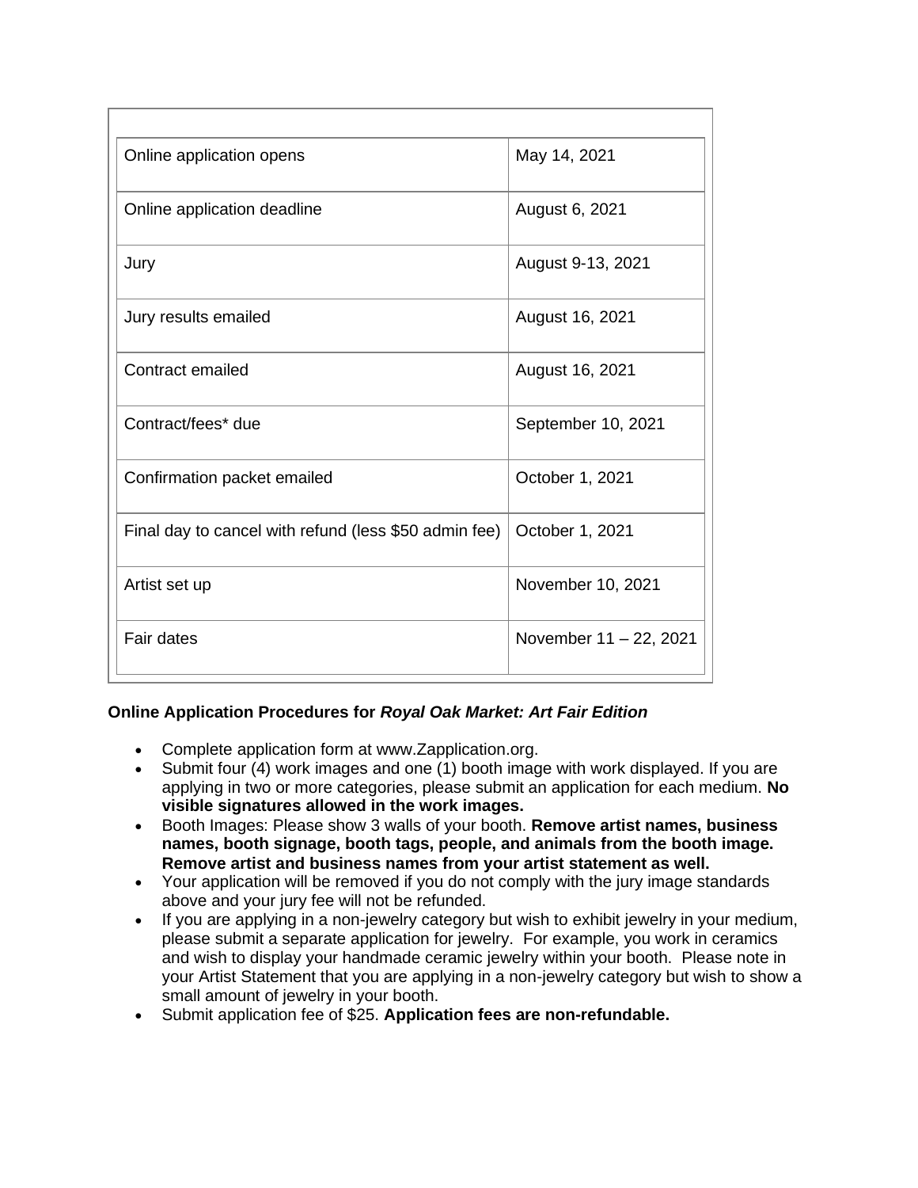| | |
|---|---|
| Online application opens | May 14, 2021 |
| Online application deadline | August 6, 2021 |
| Jury | August 9-13, 2021 |
| Jury results emailed | August 16, 2021 |
| Contract emailed | August 16, 2021 |
| Contract/fees* due | September 10, 2021 |
| Confirmation packet emailed | October 1, 2021 |
| Final day to cancel with refund (less $50 admin fee) | October 1, 2021 |
| Artist set up | November 10, 2021 |
| Fair dates | November 11 – 22, 2021 |

**Online Application Procedures for *Royal Oak Market: Art Fair Edition***

- Complete application form at www.Zapplication.org.
- Submit four (4) work images and one (1) booth image with work displayed. If you are applying in two or more categories, please submit an application for each medium. **No visible signatures allowed in the work images.**
- Booth Images: Please show 3 walls of your booth. **Remove artist names, business names, booth signage, booth tags, people, and animals from the booth image. Remove artist and business names from your artist statement as well.**
- Your application will be removed if you do not comply with the jury image standards above and your jury fee will not be refunded.
- If you are applying in a non-jewelry category but wish to exhibit jewelry in your medium, please submit a separate application for jewelry. For example, you work in ceramics and wish to display your handmade ceramic jewelry within your booth. Please note in your Artist Statement that you are applying in a non-jewelry category but wish to show a small amount of jewelry in your booth.
- Submit application fee of $25. **Application fees are non-refundable.**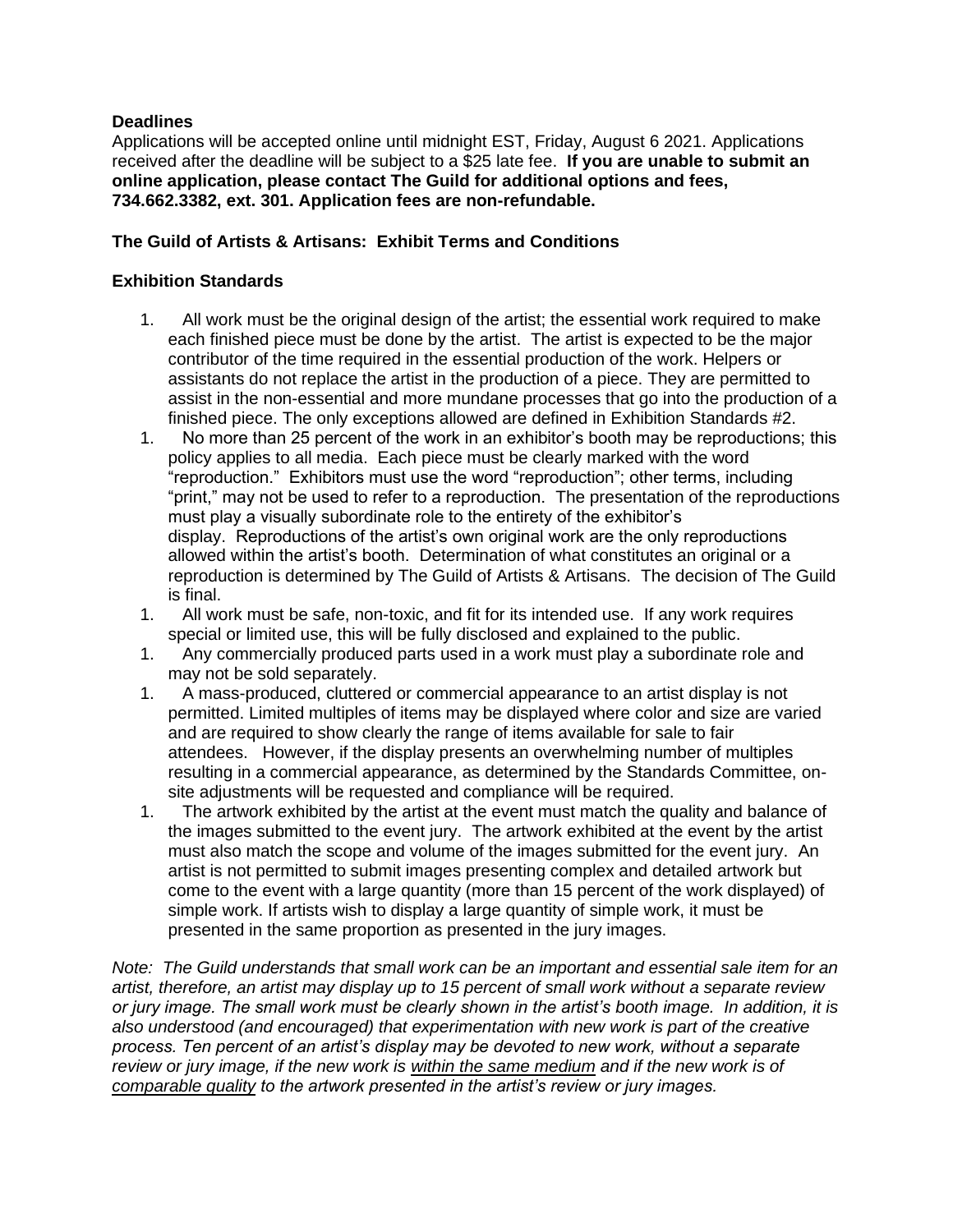**Deadlines**

Applications will be accepted online until midnight EST, Friday, August 6 2021. Applications received after the deadline will be subject to a $25 late fee. **If you are unable to submit an online application, please contact The Guild for additional options and fees, 734.662.3382, ext. 301. Application fees are non-refundable.**

**The Guild of Artists & Artisans: Exhibit Terms and Conditions**

**Exhibition Standards**

1. All work must be the original design of the artist; the essential work required to make each finished piece must be done by the artist. The artist is expected to be the major contributor of the time required in the essential production of the work. Helpers or assistants do not replace the artist in the production of a piece. They are permitted to assist in the non-essential and more mundane processes that go into the production of a finished piece. The only exceptions allowed are defined in Exhibition Standards #2.
1. No more than 25 percent of the work in an exhibitor's booth may be reproductions; this policy applies to all media. Each piece must be clearly marked with the word "reproduction." Exhibitors must use the word "reproduction"; other terms, including "print," may not be used to refer to a reproduction. The presentation of the reproductions must play a visually subordinate role to the entirety of the exhibitor's display. Reproductions of the artist's own original work are the only reproductions allowed within the artist's booth. Determination of what constitutes an original or a reproduction is determined by The Guild of Artists & Artisans. The decision of The Guild is final.
1. All work must be safe, non-toxic, and fit for its intended use. If any work requires special or limited use, this will be fully disclosed and explained to the public.
1. Any commercially produced parts used in a work must play a subordinate role and may not be sold separately.
1. A mass-produced, cluttered or commercial appearance to an artist display is not permitted. Limited multiples of items may be displayed where color and size are varied and are required to show clearly the range of items available for sale to fair attendees. However, if the display presents an overwhelming number of multiples resulting in a commercial appearance, as determined by the Standards Committee, on-site adjustments will be requested and compliance will be required.
1. The artwork exhibited by the artist at the event must match the quality and balance of the images submitted to the event jury. The artwork exhibited at the event by the artist must also match the scope and volume of the images submitted for the event jury. An artist is not permitted to submit images presenting complex and detailed artwork but come to the event with a large quantity (more than 15 percent of the work displayed) of simple work. If artists wish to display a large quantity of simple work, it must be presented in the same proportion as presented in the jury images.

*Note: The Guild understands that small work can be an important and essential sale item for an artist, therefore, an artist may display up to 15 percent of small work without a separate review or jury image. The small work must be clearly shown in the artist's booth image. In addition, it is also understood (and encouraged) that experimentation with new work is part of the creative process. Ten percent of an artist's display may be devoted to new work, without a separate review or jury image, if the new work is <u>within the same medium</u> and if the new work is of <u>comparable quality</u> to the artwork presented in the artist's review or jury images.*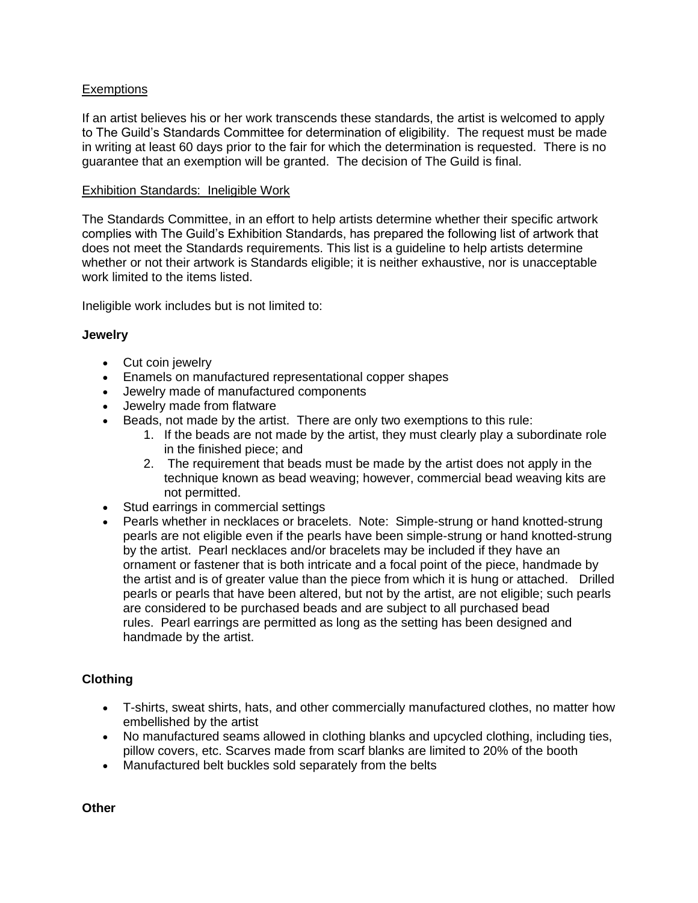## Exemptions

If an artist believes his or her work transcends these standards, the artist is welcomed to apply to The Guild's Standards Committee for determination of eligibility. The request must be made in writing at least 60 days prior to the fair for which the determination is requested. There is no guarantee that an exemption will be granted. The decision of The Guild is final.

## Exhibition Standards: Ineligible Work

The Standards Committee, in an effort to help artists determine whether their specific artwork complies with The Guild's Exhibition Standards, has prepared the following list of artwork that does not meet the Standards requirements. This list is a guideline to help artists determine whether or not their artwork is Standards eligible; it is neither exhaustive, nor is unacceptable work limited to the items listed.

Ineligible work includes but is not limited to:

### Jewelry

- Cut coin jewelry
- Enamels on manufactured representational copper shapes
- Jewelry made of manufactured components
- Jewelry made from flatware
- Beads, not made by the artist. There are only two exemptions to this rule:
    1. If the beads are not made by the artist, they must clearly play a subordinate role in the finished piece; and
    2. The requirement that beads must be made by the artist does not apply in the technique known as bead weaving; however, commercial bead weaving kits are not permitted.
- Stud earrings in commercial settings
- Pearls whether in necklaces or bracelets. Note: Simple-strung or hand knotted-strung pearls are not eligible even if the pearls have been simple-strung or hand knotted-strung by the artist. Pearl necklaces and/or bracelets may be included if they have an ornament or fastener that is both intricate and a focal point of the piece, handmade by the artist and is of greater value than the piece from which it is hung or attached. Drilled pearls or pearls that have been altered, but not by the artist, are not eligible; such pearls are considered to be purchased beads and are subject to all purchased bead rules. Pearl earrings are permitted as long as the setting has been designed and handmade by the artist.

### Clothing

- T-shirts, sweat shirts, hats, and other commercially manufactured clothes, no matter how embellished by the artist
- No manufactured seams allowed in clothing blanks and upcycled clothing, including ties, pillow covers, etc. Scarves made from scarf blanks are limited to 20% of the booth
- Manufactured belt buckles sold separately from the belts

### Other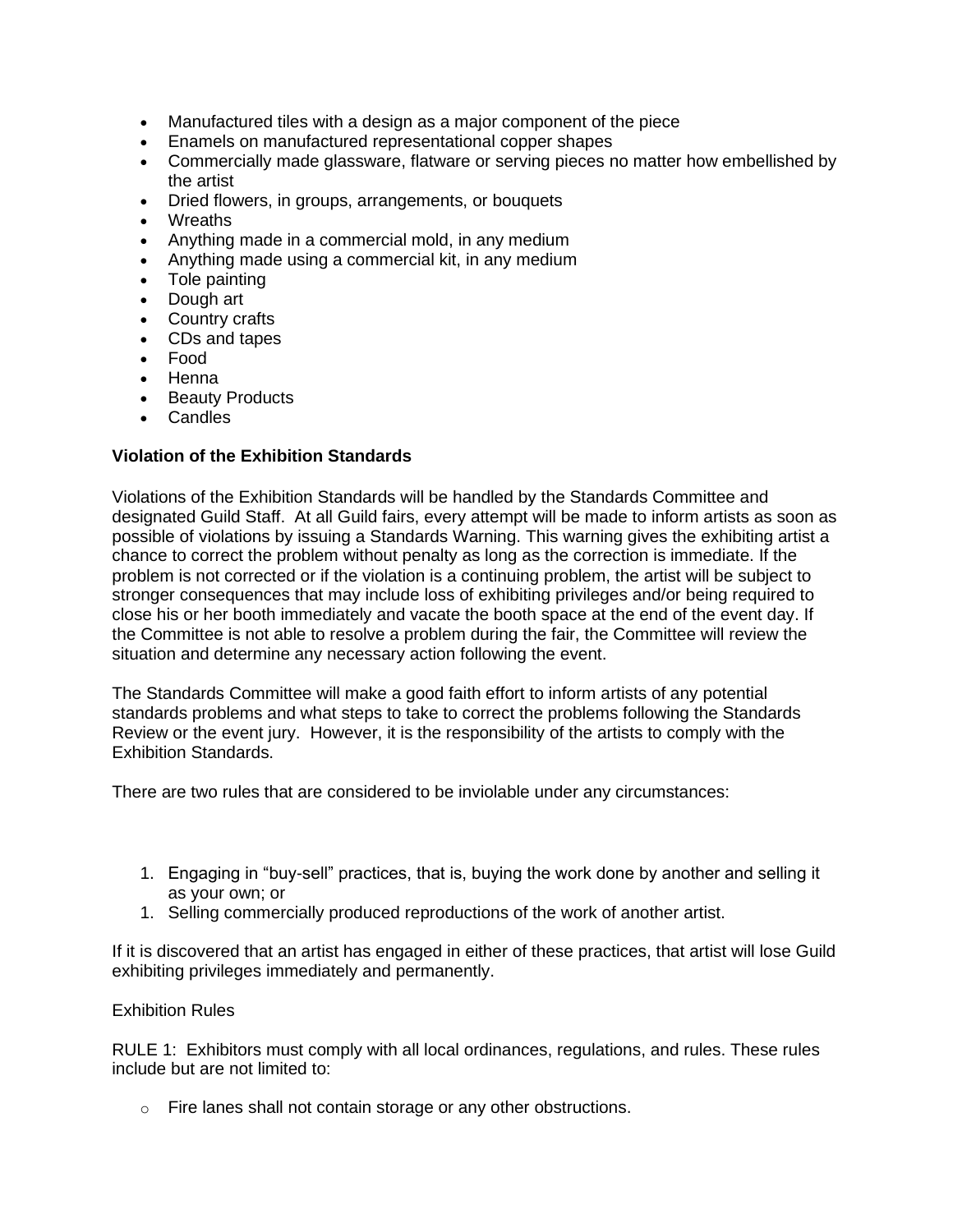- Manufactured tiles with a design as a major component of the piece
- Enamels on manufactured representational copper shapes
- Commercially made glassware, flatware or serving pieces no matter how embellished by the artist
- Dried flowers, in groups, arrangements, or bouquets
- Wreaths
- Anything made in a commercial mold, in any medium
- Anything made using a commercial kit, in any medium
- Tole painting
- Dough art
- Country crafts
- CDs and tapes
- Food
- Henna
- Beauty Products
- Candles

**Violation of the Exhibition Standards**

Violations of the Exhibition Standards will be handled by the Standards Committee and designated Guild Staff. At all Guild fairs, every attempt will be made to inform artists as soon as possible of violations by issuing a Standards Warning. This warning gives the exhibiting artist a chance to correct the problem without penalty as long as the correction is immediate. If the problem is not corrected or if the violation is a continuing problem, the artist will be subject to stronger consequences that may include loss of exhibiting privileges and/or being required to close his or her booth immediately and vacate the booth space at the end of the event day. If the Committee is not able to resolve a problem during the fair, the Committee will review the situation and determine any necessary action following the event.

The Standards Committee will make a good faith effort to inform artists of any potential standards problems and what steps to take to correct the problems following the Standards Review or the event jury. However, it is the responsibility of the artists to comply with the Exhibition Standards.

There are two rules that are considered to be inviolable under any circumstances:

1. Engaging in "buy-sell" practices, that is, buying the work done by another and selling it as your own; or
1. Selling commercially produced reproductions of the work of another artist.

If it is discovered that an artist has engaged in either of these practices, that artist will lose Guild exhibiting privileges immediately and permanently.

Exhibition Rules

RULE 1: Exhibitors must comply with all local ordinances, regulations, and rules. These rules include but are not limited to:

- Fire lanes shall not contain storage or any other obstructions.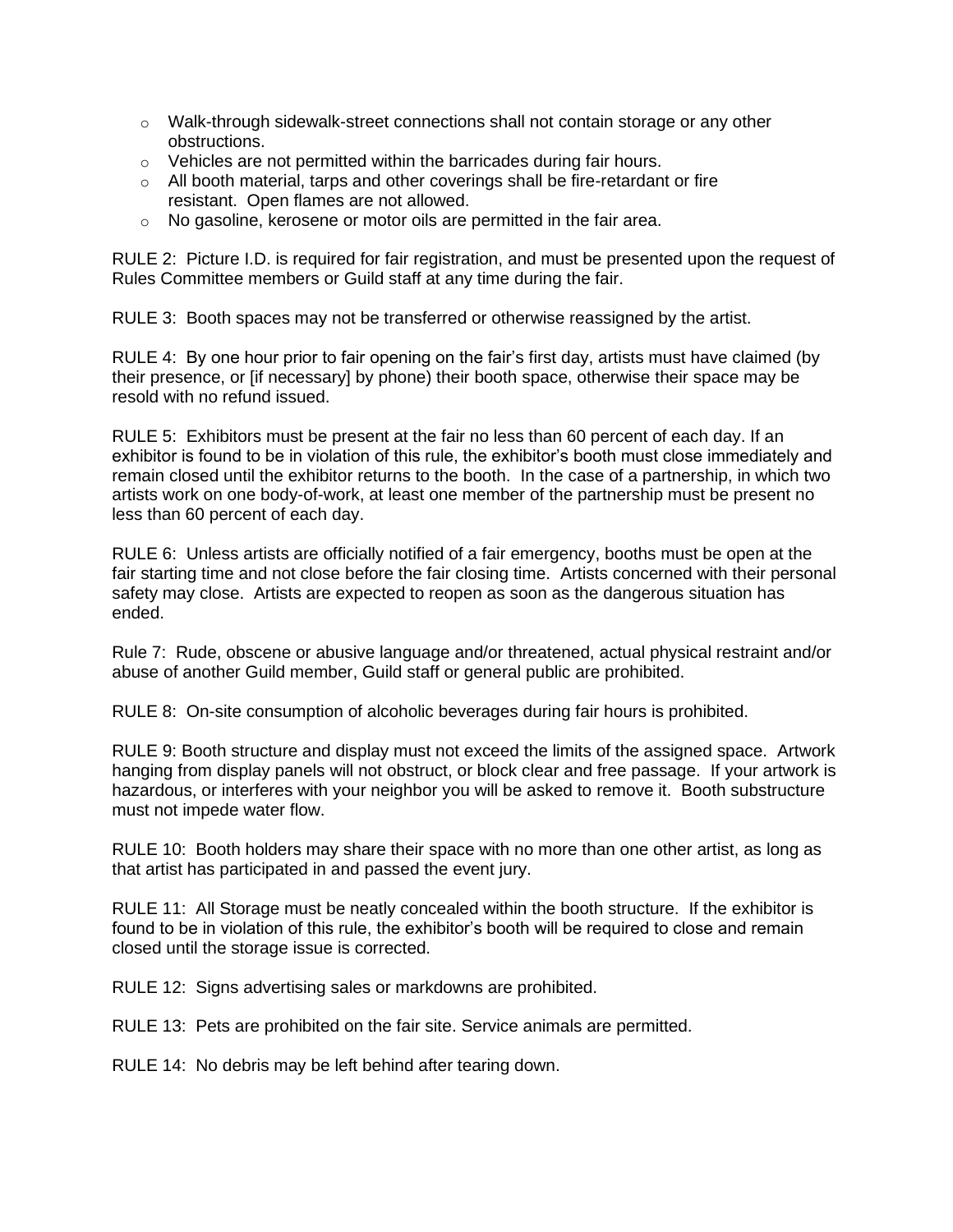- Walk-through sidewalk-street connections shall not contain storage or any other obstructions.
- Vehicles are not permitted within the barricades during fair hours.
- All booth material, tarps and other coverings shall be fire-retardant or fire resistant. Open flames are not allowed.
- No gasoline, kerosene or motor oils are permitted in the fair area.

RULE 2: Picture I.D. is required for fair registration, and must be presented upon the request of Rules Committee members or Guild staff at any time during the fair.

RULE 3: Booth spaces may not be transferred or otherwise reassigned by the artist.

RULE 4: By one hour prior to fair opening on the fair's first day, artists must have claimed (by their presence, or [if necessary] by phone) their booth space, otherwise their space may be resold with no refund issued.

RULE 5: Exhibitors must be present at the fair no less than 60 percent of each day. If an exhibitor is found to be in violation of this rule, the exhibitor's booth must close immediately and remain closed until the exhibitor returns to the booth. In the case of a partnership, in which two artists work on one body-of-work, at least one member of the partnership must be present no less than 60 percent of each day.

RULE 6: Unless artists are officially notified of a fair emergency, booths must be open at the fair starting time and not close before the fair closing time. Artists concerned with their personal safety may close. Artists are expected to reopen as soon as the dangerous situation has ended.

Rule 7: Rude, obscene or abusive language and/or threatened, actual physical restraint and/or abuse of another Guild member, Guild staff or general public are prohibited.

RULE 8: On-site consumption of alcoholic beverages during fair hours is prohibited.

RULE 9: Booth structure and display must not exceed the limits of the assigned space. Artwork hanging from display panels will not obstruct, or block clear and free passage. If your artwork is hazardous, or interferes with your neighbor you will be asked to remove it. Booth substructure must not impede water flow.

RULE 10: Booth holders may share their space with no more than one other artist, as long as that artist has participated in and passed the event jury.

RULE 11: All Storage must be neatly concealed within the booth structure. If the exhibitor is found to be in violation of this rule, the exhibitor's booth will be required to close and remain closed until the storage issue is corrected.

RULE 12: Signs advertising sales or markdowns are prohibited.

RULE 13: Pets are prohibited on the fair site. Service animals are permitted.

RULE 14: No debris may be left behind after tearing down.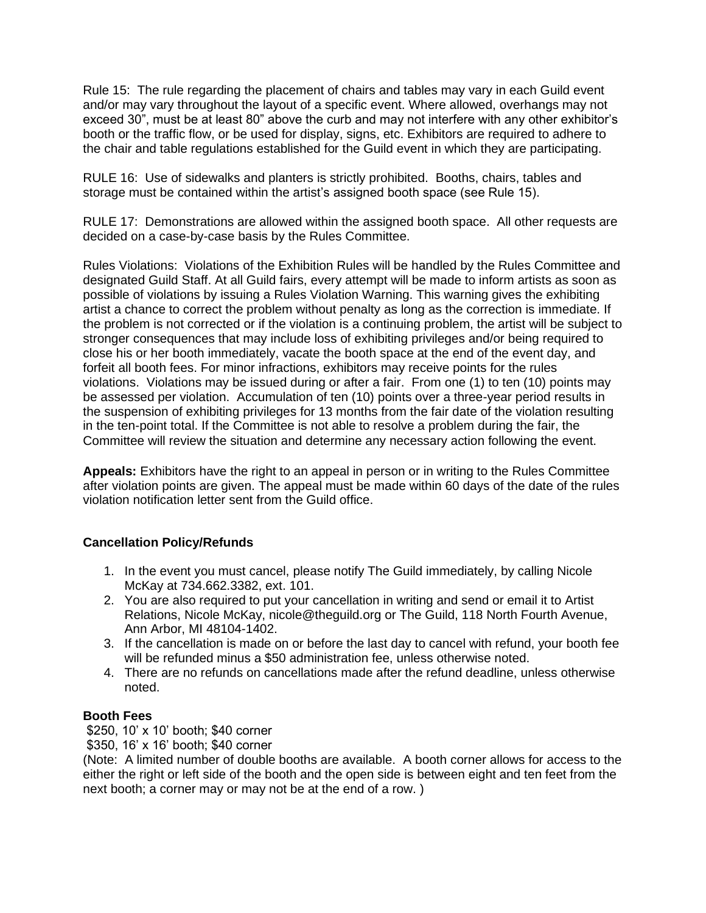Rule 15: The rule regarding the placement of chairs and tables may vary in each Guild event and/or may vary throughout the layout of a specific event. Where allowed, overhangs may not exceed 30", must be at least 80" above the curb and may not interfere with any other exhibitor's booth or the traffic flow, or be used for display, signs, etc. Exhibitors are required to adhere to the chair and table regulations established for the Guild event in which they are participating.

RULE 16: Use of sidewalks and planters is strictly prohibited. Booths, chairs, tables and storage must be contained within the artist's assigned booth space (see Rule 15).

RULE 17: Demonstrations are allowed within the assigned booth space. All other requests are decided on a case-by-case basis by the Rules Committee.

Rules Violations: Violations of the Exhibition Rules will be handled by the Rules Committee and designated Guild Staff. At all Guild fairs, every attempt will be made to inform artists as soon as possible of violations by issuing a Rules Violation Warning. This warning gives the exhibiting artist a chance to correct the problem without penalty as long as the correction is immediate. If the problem is not corrected or if the violation is a continuing problem, the artist will be subject to stronger consequences that may include loss of exhibiting privileges and/or being required to close his or her booth immediately, vacate the booth space at the end of the event day, and forfeit all booth fees. For minor infractions, exhibitors may receive points for the rules violations. Violations may be issued during or after a fair. From one (1) to ten (10) points may be assessed per violation. Accumulation of ten (10) points over a three-year period results in the suspension of exhibiting privileges for 13 months from the fair date of the violation resulting in the ten-point total. If the Committee is not able to resolve a problem during the fair, the Committee will review the situation and determine any necessary action following the event.

**Appeals:** Exhibitors have the right to an appeal in person or in writing to the Rules Committee after violation points are given. The appeal must be made within 60 days of the date of the rules violation notification letter sent from the Guild office.

### Cancellation Policy/Refunds

1. In the event you must cancel, please notify The Guild immediately, by calling Nicole McKay at 734.662.3382, ext. 101.
2. You are also required to put your cancellation in writing and send or email it to Artist Relations, Nicole McKay, nicole@theguild.org or The Guild, 118 North Fourth Avenue, Ann Arbor, MI 48104-1402.
3. If the cancellation is made on or before the last day to cancel with refund, your booth fee will be refunded minus a $50 administration fee, unless otherwise noted.
4. There are no refunds on cancellations made after the refund deadline, unless otherwise noted.

### Booth Fees

$250, 10' x 10' booth; $40 corner
$350, 16' x 16' booth; $40 corner

(Note: A limited number of double booths are available. A booth corner allows for access to the either the right or left side of the booth and the open side is between eight and ten feet from the next booth; a corner may or may not be at the end of a row. )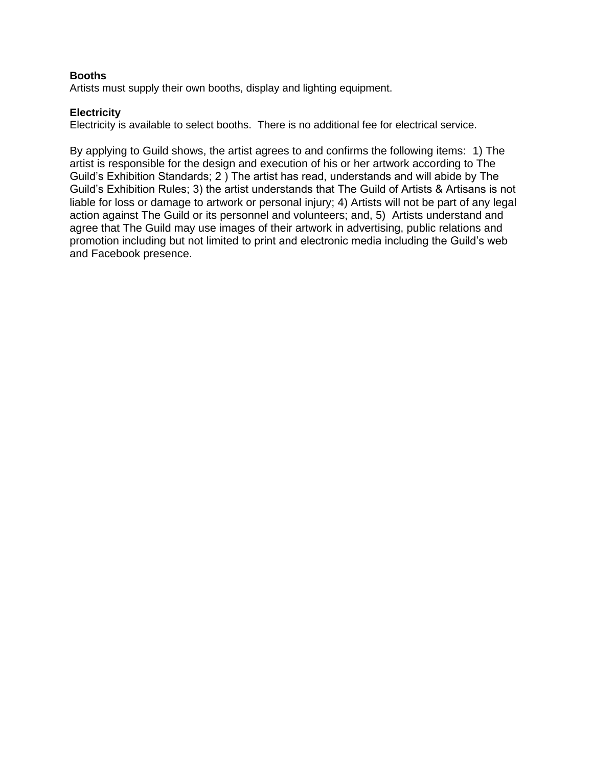**Booths**
Artists must supply their own booths, display and lighting equipment.

**Electricity**
Electricity is available to select booths. There is no additional fee for electrical service.

By applying to Guild shows, the artist agrees to and confirms the following items: 1) The artist is responsible for the design and execution of his or her artwork according to The Guild's Exhibition Standards; 2 ) The artist has read, understands and will abide by The Guild's Exhibition Rules; 3) the artist understands that The Guild of Artists & Artisans is not liable for loss or damage to artwork or personal injury; 4) Artists will not be part of any legal action against The Guild or its personnel and volunteers; and, 5) Artists understand and agree that The Guild may use images of their artwork in advertising, public relations and promotion including but not limited to print and electronic media including the Guild's web and Facebook presence.